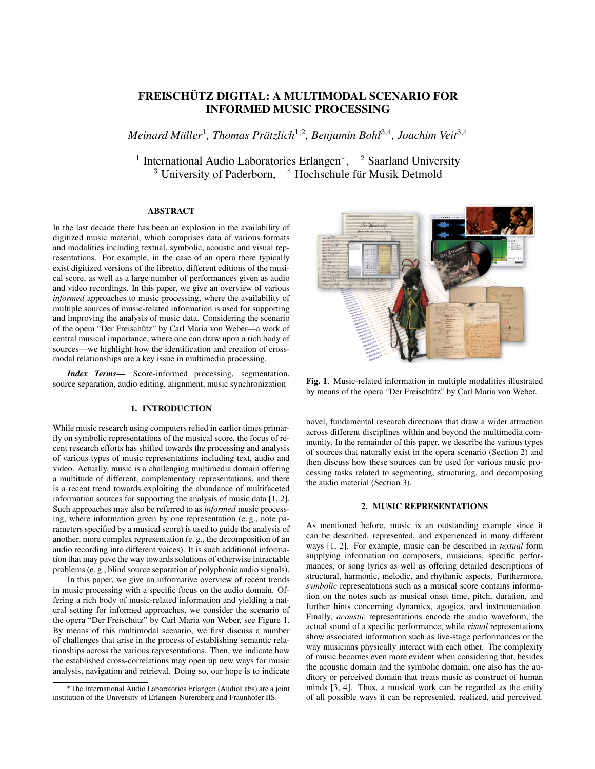# FREISCHÜTZ DIGITAL: A MULTIMODAL SCENARIO FOR INFORMED MUSIC PROCESSING

*Meinard Müller*[1], *Thomas Prätzlich*[1,2], *Benjamin Bohl*[3,4], *Joachim Veit*[3,4]

[1] International Audio Laboratories Erlangen*, [2] Saarland University
[3] University of Paderborn, [4] Hochschule für Musik Detmold

## ABSTRACT

In the last decade there has been an explosion in the availability of digitized music material, which comprises data of various formats and modalities including textual, symbolic, acoustic and visual representations. For example, in the case of an opera there typically exist digitized versions of the libretto, different editions of the musical score, as well as a large number of performances given as audio and video recordings. In this paper, we give an overview of various *informed* approaches to music processing, where the availability of multiple sources of music-related information is used for supporting and improving the analysis of music data. Considering the scenario of the opera "Der Freischütz" by Carl Maria von Weber—a work of central musical importance, where one can draw upon a rich body of sources—we highlight how the identification and creation of cross-modal relationships are a key issue in multimedia processing.

***Index Terms—*** Score-informed processing, segmentation, source separation, audio editing, alignment, music synchronization

Fig. 1. Music-related information in multiple modalities illustrated by means of the opera "Der Freischütz" by Carl Maria von Weber.

## 1. INTRODUCTION

While music research using computers relied in earlier times primarily on symbolic representations of the musical score, the focus of recent research efforts has shifted towards the processing and analysis of various types of music representations including text, audio and video. Actually, music is a challenging multimedia domain offering a multitude of different, complementary representations, and there is a recent trend towards exploiting the abundance of multifaceted information sources for supporting the analysis of music data [1, 2]. Such approaches may also be referred to as *informed* music processing, where information given by one representation (e. g., note parameters specified by a musical score) is used to guide the analysis of another, more complex representation (e. g., the decomposition of an audio recording into different voices). It is such additional information that may pave the way towards solutions of otherwise intractable problems (e. g., blind source separation of polyphonic audio signals).

In this paper, we give an informative overview of recent trends in music processing with a specific focus on the audio domain. Offering a rich body of music-related information and yielding a natural setting for informed approaches, we consider the scenario of the opera "Der Freischütz" by Carl Maria von Weber, see Figure 1. By means of this multimodal scenario, we first discuss a number of challenges that arise in the process of establishing semantic relationships across the various representations. Then, we indicate how the established cross-correlations may open up new ways for music analysis, navigation and retrieval. Doing so, our hope is to indicate novel, fundamental research directions that draw a wider attraction across different disciplines within and beyond the multimedia community. In the remainder of this paper, we describe the various types of sources that naturally exist in the opera scenario (Section 2) and then discuss how these sources can be used for various music processing tasks related to segmenting, structuring, and decomposing the audio material (Section 3).

## 2. MUSIC REPRESENTATIONS

As mentioned before, music is an outstanding example since it can be described, represented, and experienced in many different ways [1, 2]. For example, music can be described in *textual* form supplying information on composers, musicians, specific performances, or song lyrics as well as offering detailed descriptions of structural, harmonic, melodic, and rhythmic aspects. Furthermore, *symbolic* representations such as a musical score contains information on the notes such as musical onset time, pitch, duration, and further hints concerning dynamics, agogics, and instrumentation. Finally, *acoustic* representations encode the audio waveform, the actual sound of a specific performance, while *visual* representations show associated information such as live-stage performances or the way musicians physically interact with each other. The complexity of music becomes even more evident when considering that, besides the acoustic domain and the symbolic domain, one also has the auditory or perceived domain that treats music as construct of human minds [3, 4]. Thus, a musical work can be regarded as the entity of all possible ways it can be represented, realized, and perceived.

*The International Audio Laboratories Erlangen (AudioLabs) are a joint institution of the University of Erlangen-Nuremberg and Fraunhofer IIS.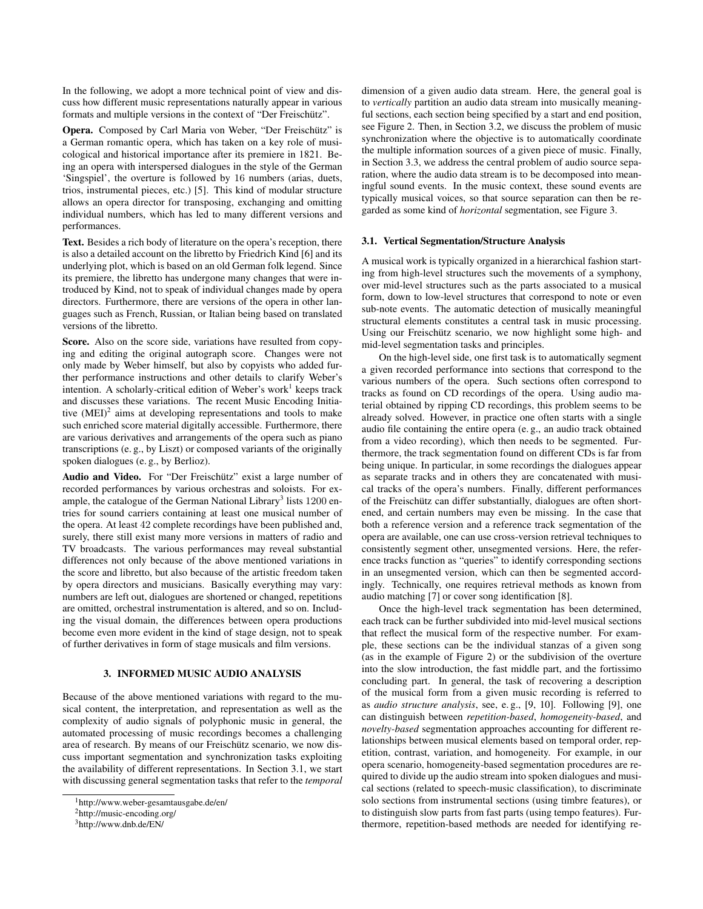In the following, we adopt a more technical point of view and discuss how different music representations naturally appear in various formats and multiple versions in the context of "Der Freischütz".

**Opera.** Composed by Carl Maria von Weber, "Der Freischütz" is a German romantic opera, which has taken on a key role of musicological and historical importance after its premiere in 1821. Being an opera with interspersed dialogues in the style of the German 'Singspiel', the overture is followed by 16 numbers (arias, duets, trios, instrumental pieces, etc.) [5]. This kind of modular structure allows an opera director for transposing, exchanging and omitting individual numbers, which has led to many different versions and performances.

**Text.** Besides a rich body of literature on the opera's reception, there is also a detailed account on the libretto by Friedrich Kind [6] and its underlying plot, which is based on an old German folk legend. Since its premiere, the libretto has undergone many changes that were introduced by Kind, not to speak of individual changes made by opera directors. Furthermore, there are versions of the opera in other languages such as French, Russian, or Italian being based on translated versions of the libretto.

**Score.** Also on the score side, variations have resulted from copying and editing the original autograph score. Changes were not only made by Weber himself, but also by copyists who added further performance instructions and other details to clarify Weber's intention. A scholarly-critical edition of Weber's work[1] keeps track and discusses these variations. The recent Music Encoding Initiative (MEI)[2] aims at developing representations and tools to make such enriched score material digitally accessible. Furthermore, there are various derivatives and arrangements of the opera such as piano transcriptions (e. g., by Liszt) or composed variants of the originally spoken dialogues (e. g., by Berlioz).

**Audio and Video.** For "Der Freischütz" exist a large number of recorded performances by various orchestras and soloists. For example, the catalogue of the German National Library[3] lists 1200 entries for sound carriers containing at least one musical number of the opera. At least 42 complete recordings have been published and, surely, there still exist many more versions in matters of radio and TV broadcasts. The various performances may reveal substantial differences not only because of the above mentioned variations in the score and libretto, but also because of the artistic freedom taken by opera directors and musicians. Basically everything may vary: numbers are left out, dialogues are shortened or changed, repetitions are omitted, orchestral instrumentation is altered, and so on. Including the visual domain, the differences between opera productions become even more evident in the kind of stage design, not to speak of further derivatives in form of stage musicals and film versions.

## 3. INFORMED MUSIC AUDIO ANALYSIS

Because of the above mentioned variations with regard to the musical content, the interpretation, and representation as well as the complexity of audio signals of polyphonic music in general, the automated processing of music recordings becomes a challenging area of research. By means of our Freischütz scenario, we now discuss important segmentation and synchronization tasks exploiting the availability of different representations. In Section 3.1, we start with discussing general segmentation tasks that refer to the *temporal* dimension of a given audio data stream. Here, the general goal is to *vertically* partition an audio data stream into musically meaningful sections, each section being specified by a start and end position, see Figure 2. Then, in Section 3.2, we discuss the problem of music synchronization where the objective is to automatically coordinate the multiple information sources of a given piece of music. Finally, in Section 3.3, we address the central problem of audio source separation, where the audio data stream is to be decomposed into meaningful sound events. In the music context, these sound events are typically musical voices, so that source separation can then be regarded as some kind of *horizontal* segmentation, see Figure 3.

### 3.1. Vertical Segmentation/Structure Analysis

A musical work is typically organized in a hierarchical fashion starting from high-level structures such the movements of a symphony, over mid-level structures such as the parts associated to a musical form, down to low-level structures that correspond to note or even sub-note events. The automatic detection of musically meaningful structural elements constitutes a central task in music processing. Using our Freischütz scenario, we now highlight some high- and mid-level segmentation tasks and principles.

On the high-level side, one first task is to automatically segment a given recorded performance into sections that correspond to the various numbers of the opera. Such sections often correspond to tracks as found on CD recordings of the opera. Using audio material obtained by ripping CD recordings, this problem seems to be already solved. However, in practice one often starts with a single audio file containing the entire opera (e. g., an audio track obtained from a video recording), which then needs to be segmented. Furthermore, the track segmentation found on different CDs is far from being unique. In particular, in some recordings the dialogues appear as separate tracks and in others they are concatenated with musical tracks of the opera's numbers. Finally, different performances of the Freischütz can differ substantially, dialogues are often shortened, and certain numbers may even be missing. In the case that both a reference version and a reference track segmentation of the opera are available, one can use cross-version retrieval techniques to consistently segment other, unsegmented versions. Here, the reference tracks function as "queries" to identify corresponding sections in an unsegmented version, which can then be segmented accordingly. Technically, one requires retrieval methods as known from audio matching [7] or cover song identification [8].

Once the high-level track segmentation has been determined, each track can be further subdivided into mid-level musical sections that reflect the musical form of the respective number. For example, these sections can be the individual stanzas of a given song (as in the example of Figure 2) or the subdivision of the overture into the slow introduction, the fast middle part, and the fortissimo concluding part. In general, the task of recovering a description of the musical form from a given music recording is referred to as *audio structure analysis*, see, e. g., [9, 10]. Following [9], one can distinguish between *repetition-based*, *homogeneity-based*, and *novelty-based* segmentation approaches accounting for different relationships between musical elements based on temporal order, repetition, contrast, variation, and homogeneity. For example, in our opera scenario, homogeneity-based segmentation procedures are required to divide up the audio stream into spoken dialogues and musical sections (related to speech-music classification), to discriminate solo sections from instrumental sections (using timbre features), or to distinguish slow parts from fast parts (using tempo features). Furthermore, repetition-based methods are needed for identifying re-

[1] http://www.weber-gesamtausgabe.de/en/

[2] http://music-encoding.org/

[3] http://www.dnb.de/EN/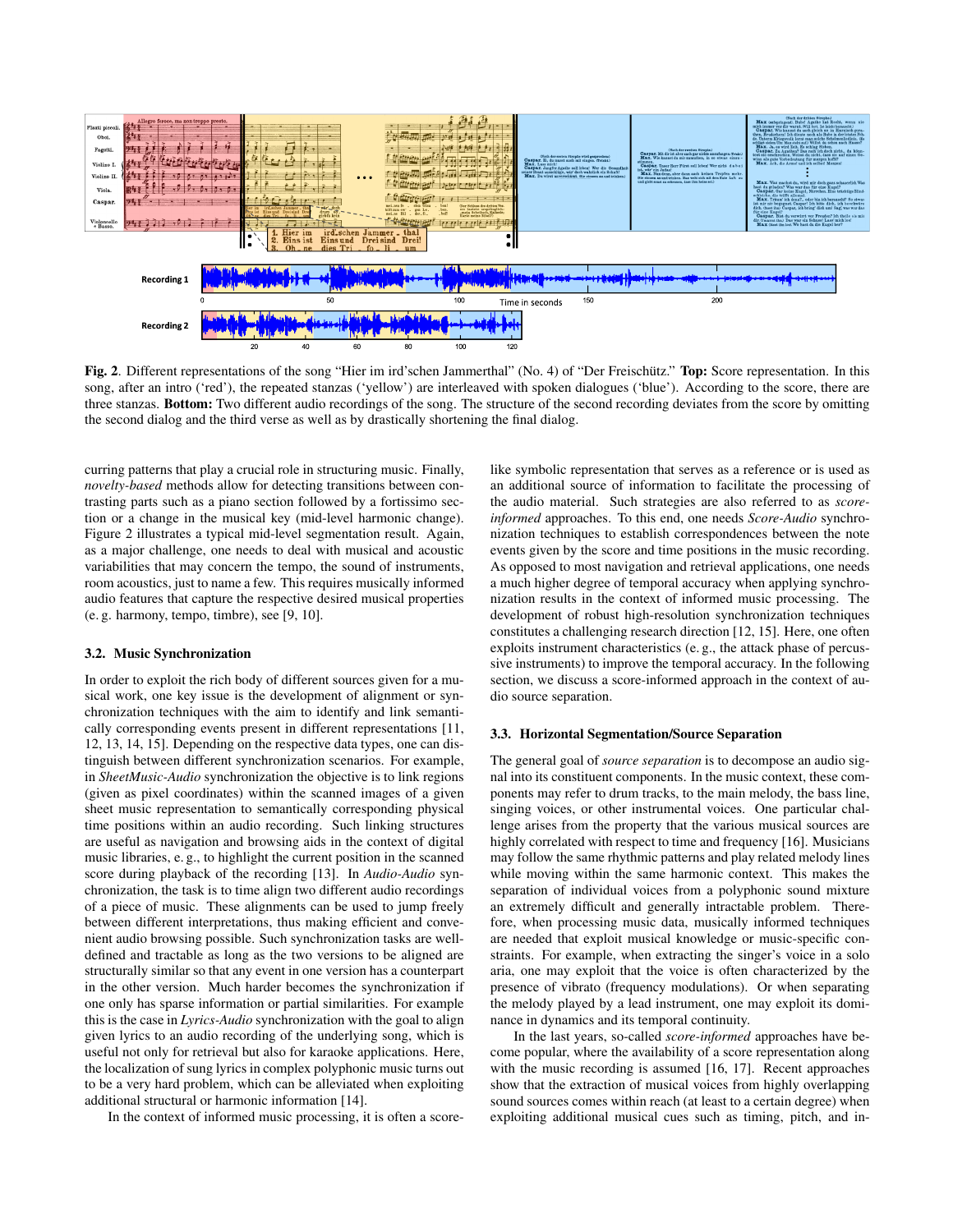**Fig. 2**. Different representations of the song "Hier im ird'schen Jammerthal" (No. 4) of "Der Freischütz." **Top:** Score representation. In this song, after an intro ('red'), the repeated stanzas ('yellow') are interleaved with spoken dialogues ('blue'). According to the score, there are three stanzas. **Bottom:** Two different audio recordings of the song. The structure of the second recording deviates from the score by omitting the second dialog and the third verse as well as by drastically shortening the final dialog.

curring patterns that play a crucial role in structuring music. Finally, *novelty-based* methods allow for detecting transitions between contrasting parts such as a piano section followed by a fortissimo section or a change in the musical key (mid-level harmonic change). Figure 2 illustrates a typical mid-level segmentation result. Again, as a major challenge, one needs to deal with musical and acoustic variabilities that may concern the tempo, the sound of instruments, room acoustics, just to name a few. This requires musically informed audio features that capture the respective desired musical properties (e. g. harmony, tempo, timbre), see [9, 10].

### 3.2. Music Synchronization

In order to exploit the rich body of different sources given for a musical work, one key issue is the development of alignment or synchronization techniques with the aim to identify and link semantically corresponding events present in different representations [11, 12, 13, 14, 15]. Depending on the respective data types, one can distinguish between different synchronization scenarios. For example, in *SheetMusic-Audio* synchronization the objective is to link regions (given as pixel coordinates) within the scanned images of a given sheet music representation to semantically corresponding physical time positions within an audio recording. Such linking structures are useful as navigation and browsing aids in the context of digital music libraries, e. g., to highlight the current position in the scanned score during playback of the recording [13]. In *Audio-Audio* synchronization, the task is to time align two different audio recordings of a piece of music. These alignments can be used to jump freely between different interpretations, thus making efficient and convenient audio browsing possible. Such synchronization tasks are well-defined and tractable as long as the two versions to be aligned are structurally similar so that any event in one version has a counterpart in the other version. Much harder becomes the synchronization if one only has sparse information or partial similarities. For example this is the case in *Lyrics-Audio* synchronization with the goal to align given lyrics to an audio recording of the underlying song, which is useful not only for retrieval but also for karaoke applications. Here, the localization of sung lyrics in complex polyphonic music turns out to be a very hard problem, which can be alleviated when exploiting additional structural or harmonic information [14].

In the context of informed music processing, it is often a score-like symbolic representation that serves as a reference or is used as an additional source of information to facilitate the processing of the audio material. Such strategies are also referred to as *score-informed* approaches. To this end, one needs *Score-Audio* synchronization techniques to establish correspondences between the note events given by the score and time positions in the music recording. As opposed to most navigation and retrieval applications, one needs a much higher degree of temporal accuracy when applying synchronization results in the context of informed music processing. The development of robust high-resolution synchronization techniques constitutes a challenging research direction [12, 15]. Here, one often exploits instrument characteristics (e. g., the attack phase of percussive instruments) to improve the temporal accuracy. In the following section, we discuss a score-informed approach in the context of audio source separation.

### 3.3. Horizontal Segmentation/Source Separation

The general goal of *source separation* is to decompose an audio signal into its constituent components. In the music context, these components may refer to drum tracks, to the main melody, the bass line, singing voices, or other instrumental voices. One particular challenge arises from the property that the various musical sources are highly correlated with respect to time and frequency [16]. Musicians may follow the same rhythmic patterns and play related melody lines while moving within the same harmonic context. This makes the separation of individual voices from a polyphonic sound mixture an extremely difficult and generally intractable problem. Therefore, when processing music data, musically informed techniques are needed that exploit musical knowledge or music-specific constraints. For example, when extracting the singer's voice in a solo aria, one may exploit that the voice is often characterized by the presence of vibrato (frequency modulations). Or when separating the melody played by a lead instrument, one may exploit its dominance in dynamics and its temporal continuity.

In the last years, so-called *score-informed* approaches have become popular, where the availability of a score representation along with the music recording is assumed [16, 17]. Recent approaches show that the extraction of musical voices from highly overlapping sound sources comes within reach (at least to a certain degree) when exploiting additional musical cues such as timing, pitch, and in-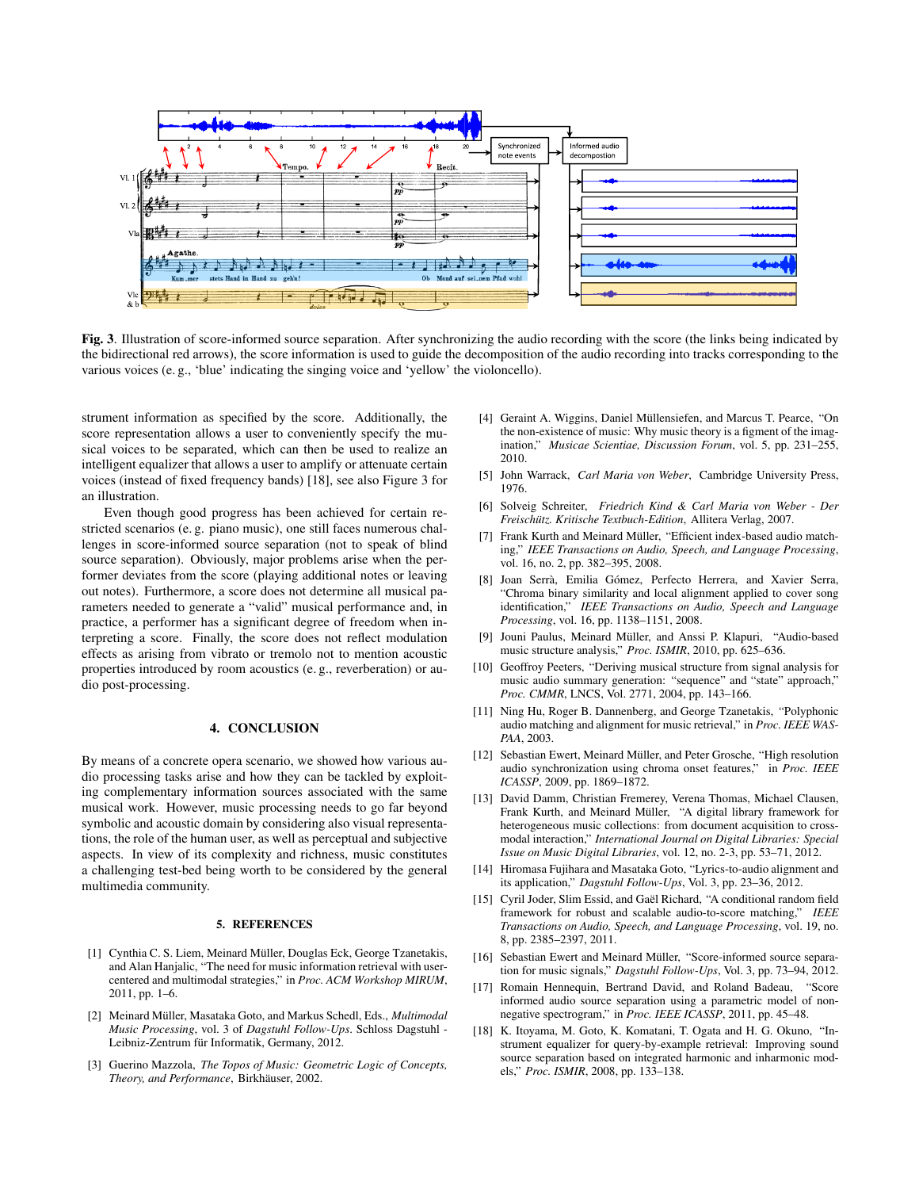Synchronized note events

Informed audio decompostion

Vl. 1

Vl. 2

Vla

Agathe.

Kum mer stets Hand in Hand zu geh'n! Ob Mond auf sei nem Pfad wohl

Vlc & b

Tempo.

Recit.

dolce

Fig. 3. Illustration of score-informed source separation. After synchronizing the audio recording with the score (the links being indicated by the bidirectional red arrows), the score information is used to guide the decomposition of the audio recording into tracks corresponding to the various voices (e. g., 'blue' indicating the singing voice and 'yellow' the violoncello).

strument information as specified by the score. Additionally, the score representation allows a user to conveniently specify the musical voices to be separated, which can then be used to realize an intelligent equalizer that allows a user to amplify or attenuate certain voices (instead of fixed frequency bands) [18], see also Figure 3 for an illustration.

Even though good progress has been achieved for certain restricted scenarios (e. g. piano music), one still faces numerous challenges in score-informed source separation (not to speak of blind source separation). Obviously, major problems arise when the performer deviates from the score (playing additional notes or leaving out notes). Furthermore, a score does not determine all musical parameters needed to generate a "valid" musical performance and, in practice, a performer has a significant degree of freedom when interpreting a score. Finally, the score does not reflect modulation effects as arising from vibrato or tremolo not to mention acoustic properties introduced by room acoustics (e. g., reverberation) or audio post-processing.

## 4. CONCLUSION

By means of a concrete opera scenario, we showed how various audio processing tasks arise and how they can be tackled by exploiting complementary information sources associated with the same musical work. However, music processing needs to go far beyond symbolic and acoustic domain by considering also visual representations, the role of the human user, as well as perceptual and subjective aspects. In view of its complexity and richness, music constitutes a challenging test-bed being worth to be considered by the general multimedia community.

## 5. REFERENCES

[1] Cynthia C. S. Liem, Meinard Müller, Douglas Eck, George Tzanetakis, and Alan Hanjalic, "The need for music information retrieval with user-centered and multimodal strategies," in *Proc. ACM Workshop MIRUM*, 2011, pp. 1–6.

[2] Meinard Müller, Masataka Goto, and Markus Schedl, Eds., *Multimodal Music Processing*, vol. 3 of *Dagstuhl Follow-Ups*. Schloss Dagstuhl - Leibniz-Zentrum für Informatik, Germany, 2012.

[3] Guerino Mazzola, *The Topos of Music: Geometric Logic of Concepts, Theory, and Performance*, Birkhäuser, 2002.

[4] Geraint A. Wiggins, Daniel Müllensiefen, and Marcus T. Pearce, "On the non-existence of music: Why music theory is a figment of the imagination," *Musicae Scientiae, Discussion Forum*, vol. 5, pp. 231–255, 2010.

[5] John Warrack, *Carl Maria von Weber*, Cambridge University Press, 1976.

[6] Solveig Schreiter, *Friedrich Kind & Carl Maria von Weber - Der Freischütz. Kritische Textbuch-Edition*, Allitera Verlag, 2007.

[7] Frank Kurth and Meinard Müller, "Efficient index-based audio matching," *IEEE Transactions on Audio, Speech, and Language Processing*, vol. 16, no. 2, pp. 382–395, 2008.

[8] Joan Serrà, Emilia Gómez, Perfecto Herrera, and Xavier Serra, "Chroma binary similarity and local alignment applied to cover song identification," *IEEE Transactions on Audio, Speech and Language Processing*, vol. 16, pp. 1138–1151, 2008.

[9] Jouni Paulus, Meinard Müller, and Anssi P. Klapuri, "Audio-based music structure analysis," *Proc. ISMIR*, 2010, pp. 625–636.

[10] Geoffroy Peeters, "Deriving musical structure from signal analysis for music audio summary generation: "sequence" and "state" approach," *Proc. CMMR*, LNCS, Vol. 2771, 2004, pp. 143–166.

[11] Ning Hu, Roger B. Dannenberg, and George Tzanetakis, "Polyphonic audio matching and alignment for music retrieval," in *Proc. IEEE WASPAA*, 2003.

[12] Sebastian Ewert, Meinard Müller, and Peter Grosche, "High resolution audio synchronization using chroma onset features," in *Proc. IEEE ICASSP*, 2009, pp. 1869–1872.

[13] David Damm, Christian Fremerey, Verena Thomas, Michael Clausen, Frank Kurth, and Meinard Müller, "A digital library framework for heterogeneous music collections: from document acquisition to cross-modal interaction," *International Journal on Digital Libraries: Special Issue on Music Digital Libraries*, vol. 12, no. 2-3, pp. 53–71, 2012.

[14] Hiromasa Fujihara and Masataka Goto, "Lyrics-to-audio alignment and its application," *Dagstuhl Follow-Ups*, Vol. 3, pp. 23–36, 2012.

[15] Cyril Joder, Slim Essid, and Gaël Richard, "A conditional random field framework for robust and scalable audio-to-score matching," *IEEE Transactions on Audio, Speech, and Language Processing*, vol. 19, no. 8, pp. 2385–2397, 2011.

[16] Sebastian Ewert and Meinard Müller, "Score-informed source separation for music signals," *Dagstuhl Follow-Ups*, Vol. 3, pp. 73–94, 2012.

[17] Romain Hennequin, Bertrand David, and Roland Badeau, "Score informed audio source separation using a parametric model of non-negative spectrogram," in *Proc. IEEE ICASSP*, 2011, pp. 45–48.

[18] K. Itoyama, M. Goto, K. Komatani, T. Ogata and H. G. Okuno, "Instrument equalizer for query-by-example retrieval: Improving sound source separation based on integrated harmonic and inharmonic models," *Proc. ISMIR*, 2008, pp. 133–138.